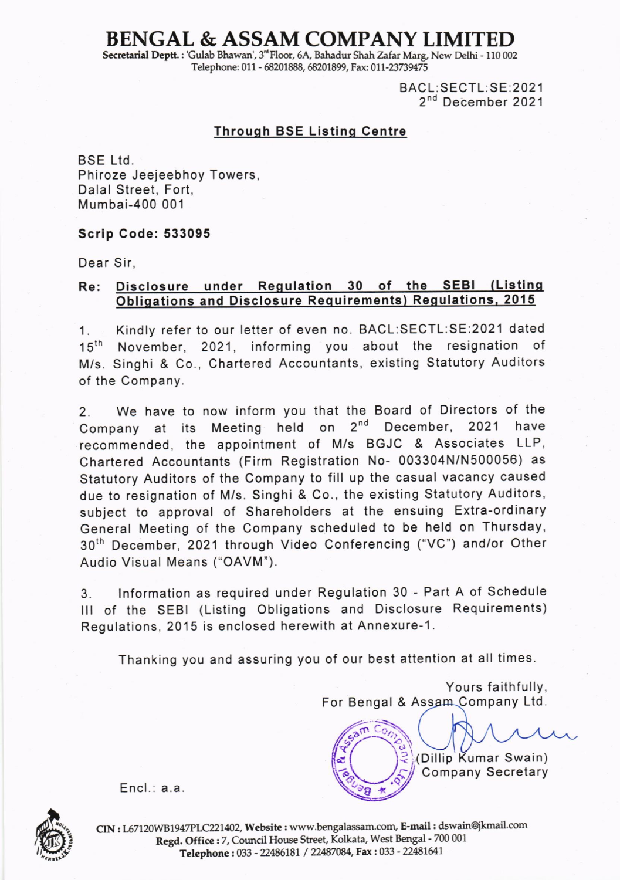# BENGAL & ASSAM COMPANY LIMITED

**Secretarial Deptt. :** 'Gulab Bhawan', 3rd Floor, 6A, Bahadur Shah Zafar Marg, New Delhi - 110 002
Telephone: 011 - 68201888, 68201899, Fax: 011-23739475

BACL:SECTL:SE:2021
2nd December 2021

**Through BSE Listing Centre**

BSE Ltd.
Phiroze Jeejeebhoy Towers,
Dalal Street, Fort,
Mumbai-400 001

**Scrip Code: 533095**

Dear Sir,

**Re: Disclosure under Regulation 30 of the SEBI (Listing Obligations and Disclosure Requirements) Regulations, 2015**

1. Kindly refer to our letter of even no. BACL:SECTL:SE:2021 dated 15th November, 2021, informing you about the resignation of M/s. Singhi & Co., Chartered Accountants, existing Statutory Auditors of the Company.

2. We have to now inform you that the Board of Directors of the Company at its Meeting held on 2nd December, 2021 have recommended, the appointment of M/s BGJC & Associates LLP, Chartered Accountants (Firm Registration No- 003304N/N500056) as Statutory Auditors of the Company to fill up the casual vacancy caused due to resignation of M/s. Singhi & Co., the existing Statutory Auditors, subject to approval of Shareholders at the ensuing Extra-ordinary General Meeting of the Company scheduled to be held on Thursday, 30th December, 2021 through Video Conferencing ("VC") and/or Other Audio Visual Means ("OAVM").

3. Information as required under Regulation 30 - Part A of Schedule III of the SEBI (Listing Obligations and Disclosure Requirements) Regulations, 2015 is enclosed herewith at Annexure-1.

Thanking you and assuring you of our best attention at all times.

Yours faithfully,
For Bengal & Assam Company Ltd.

(Dillip Kumar Swain)
Company Secretary

Encl.: a.a.

**CIN :** L67120WB1947PLC221402, **Website :** www.bengalassam.com, **E-mail :** dswain@jkmail.com
**Regd. Office :** 7, Council House Street, Kolkata, West Bengal - 700 001
**Telephone :** 033 - 22486181 / 22487084, **Fax :** 033 - 22481641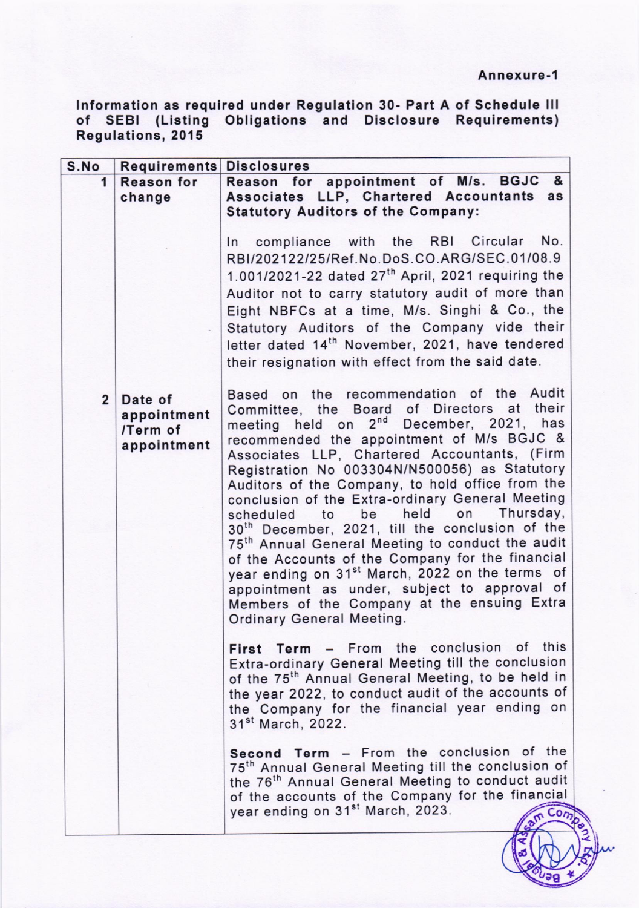Annexure-1

**Information as required under Regulation 30- Part A of Schedule III of SEBI (Listing Obligations and Disclosure Requirements) Regulations, 2015**

| S.No | Requirements | Disclosures |
|---|---|---|
| 1 | **Reason for change** | **Reason for appointment of M/s. BGJC & Associates LLP, Chartered Accountants as Statutory Auditors of the Company:**<br><br>In compliance with the RBI Circular No. RBI/202122/25/Ref.No.DoS.CO.ARG/SEC.01/08.91.001/2021-22 dated 27th April, 2021 requiring the Auditor not to carry statutory audit of more than Eight NBFCs at a time, M/s. Singhi & Co., the Statutory Auditors of the Company vide their letter dated 14th November, 2021, have tendered their resignation with effect from the said date. |
| 2 | **Date of appointment /Term of appointment** | Based on the recommendation of the Audit Committee, the Board of Directors at their meeting held on 2nd December, 2021, has recommended the appointment of M/s BGJC & Associates LLP, Chartered Accountants, (Firm Registration No 003304N/N500056) as Statutory Auditors of the Company, to hold office from the conclusion of the Extra-ordinary General Meeting scheduled to be held on Thursday, 30th December, 2021, till the conclusion of the 75th Annual General Meeting to conduct the audit of the Accounts of the Company for the financial year ending on 31st March, 2022 on the terms of appointment as under, subject to approval of Members of the Company at the ensuing Extra Ordinary General Meeting.<br><br>**First Term** – From the conclusion of this Extra-ordinary General Meeting till the conclusion of the 75th Annual General Meeting, to be held in the year 2022, to conduct audit of the accounts of the Company for the financial year ending on 31st March, 2022.<br><br>**Second Term** – From the conclusion of the 75th Annual General Meeting till the conclusion of the 76th Annual General Meeting to conduct audit of the accounts of the Company for the financial year ending on 31st March, 2023. |